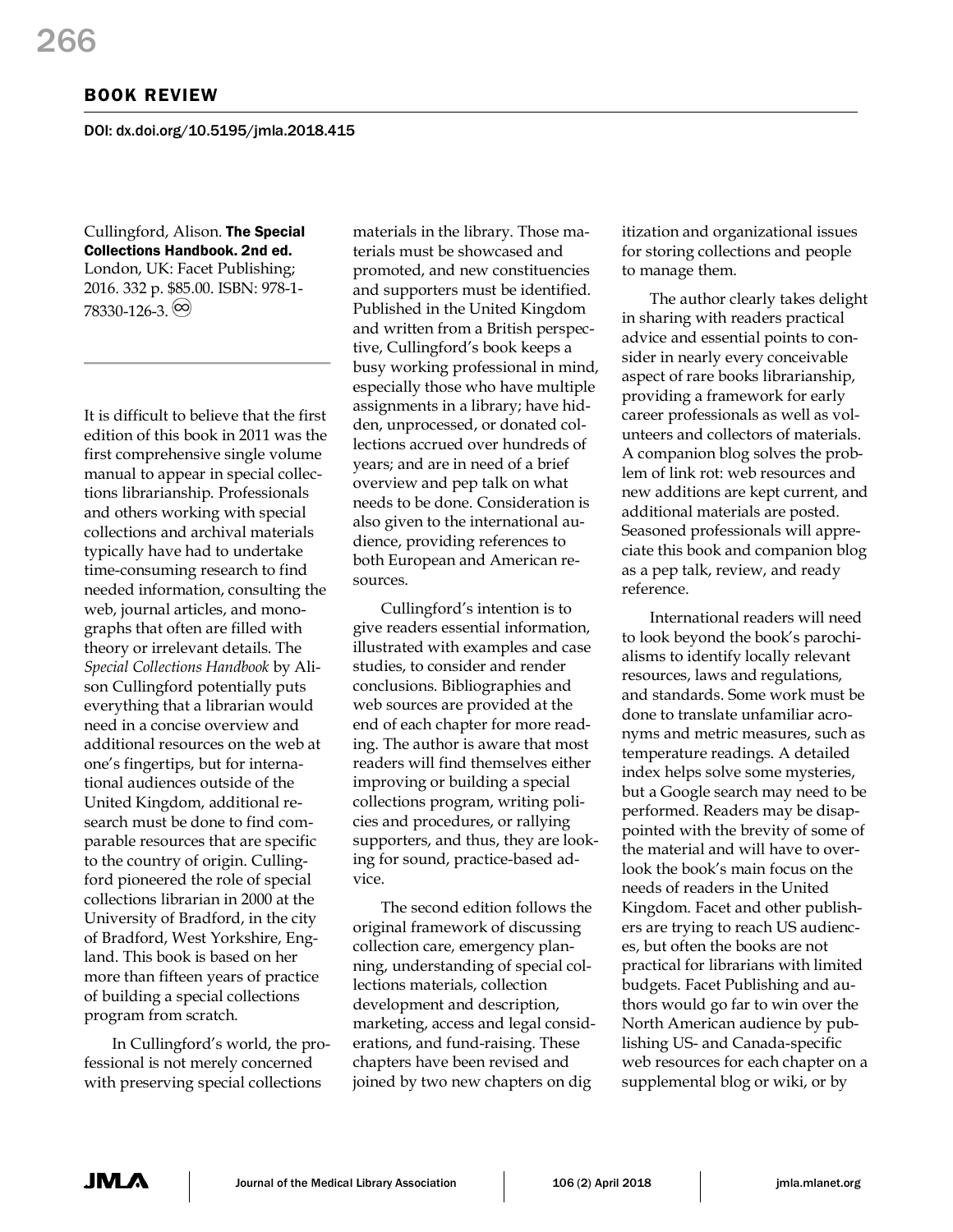## BOOK REVIEW

DOI: dx.doi.org/10.5195/jmla.2018.415

Cullingford, Alison. **The Special Collections Handbook. 2nd ed.** London, UK: Facet Publishing; 2016. 332 p. $85.00. ISBN: 978-1-78330-126-3. ♾

It is difficult to believe that the first edition of this book in 2011 was the first comprehensive single volume manual to appear in special collections librarianship. Professionals and others working with special collections and archival materials typically have had to undertake time-consuming research to find needed information, consulting the web, journal articles, and monographs that often are filled with theory or irrelevant details. The *Special Collections Handbook* by Alison Cullingford potentially puts everything that a librarian would need in a concise overview and additional resources on the web at one's fingertips, but for international audiences outside of the United Kingdom, additional research must be done to find comparable resources that are specific to the country of origin. Cullingford pioneered the role of special collections librarian in 2000 at the University of Bradford, in the city of Bradford, West Yorkshire, England. This book is based on her more than fifteen years of practice of building a special collections program from scratch.

In Cullingford's world, the professional is not merely concerned with preserving special collections materials in the library. Those materials must be showcased and promoted, and new constituencies and supporters must be identified. Published in the United Kingdom and written from a British perspective, Cullingford's book keeps a busy working professional in mind, especially those who have multiple assignments in a library; have hidden, unprocessed, or donated collections accrued over hundreds of years; and are in need of a brief overview and pep talk on what needs to be done. Consideration is also given to the international audience, providing references to both European and American resources.

Cullingford's intention is to give readers essential information, illustrated with examples and case studies, to consider and render conclusions. Bibliographies and web sources are provided at the end of each chapter for more reading. The author is aware that most readers will find themselves either improving or building a special collections program, writing policies and procedures, or rallying supporters, and thus, they are looking for sound, practice-based advice.

The second edition follows the original framework of discussing collection care, emergency planning, understanding of special collections materials, collection development and description, marketing, access and legal considerations, and fund-raising. These chapters have been revised and joined by two new chapters on digitization and organizational issues for storing collections and people to manage them.

The author clearly takes delight in sharing with readers practical advice and essential points to consider in nearly every conceivable aspect of rare books librarianship, providing a framework for early career professionals as well as volunteers and collectors of materials. A companion blog solves the problem of link rot: web resources and new additions are kept current, and additional materials are posted. Seasoned professionals will appreciate this book and companion blog as a pep talk, review, and ready reference.

International readers will need to look beyond the book's parochialisms to identify locally relevant resources, laws and regulations, and standards. Some work must be done to translate unfamiliar acronyms and metric measures, such as temperature readings. A detailed index helps solve some mysteries, but a Google search may need to be performed. Readers may be disappointed with the brevity of some of the material and will have to overlook the book's main focus on the needs of readers in the United Kingdom. Facet and other publishers are trying to reach US audiences, but often the books are not practical for librarians with limited budgets. Facet Publishing and authors would go far to win over the North American audience by publishing US- and Canada-specific web resources for each chapter on a supplemental blog or wiki, or by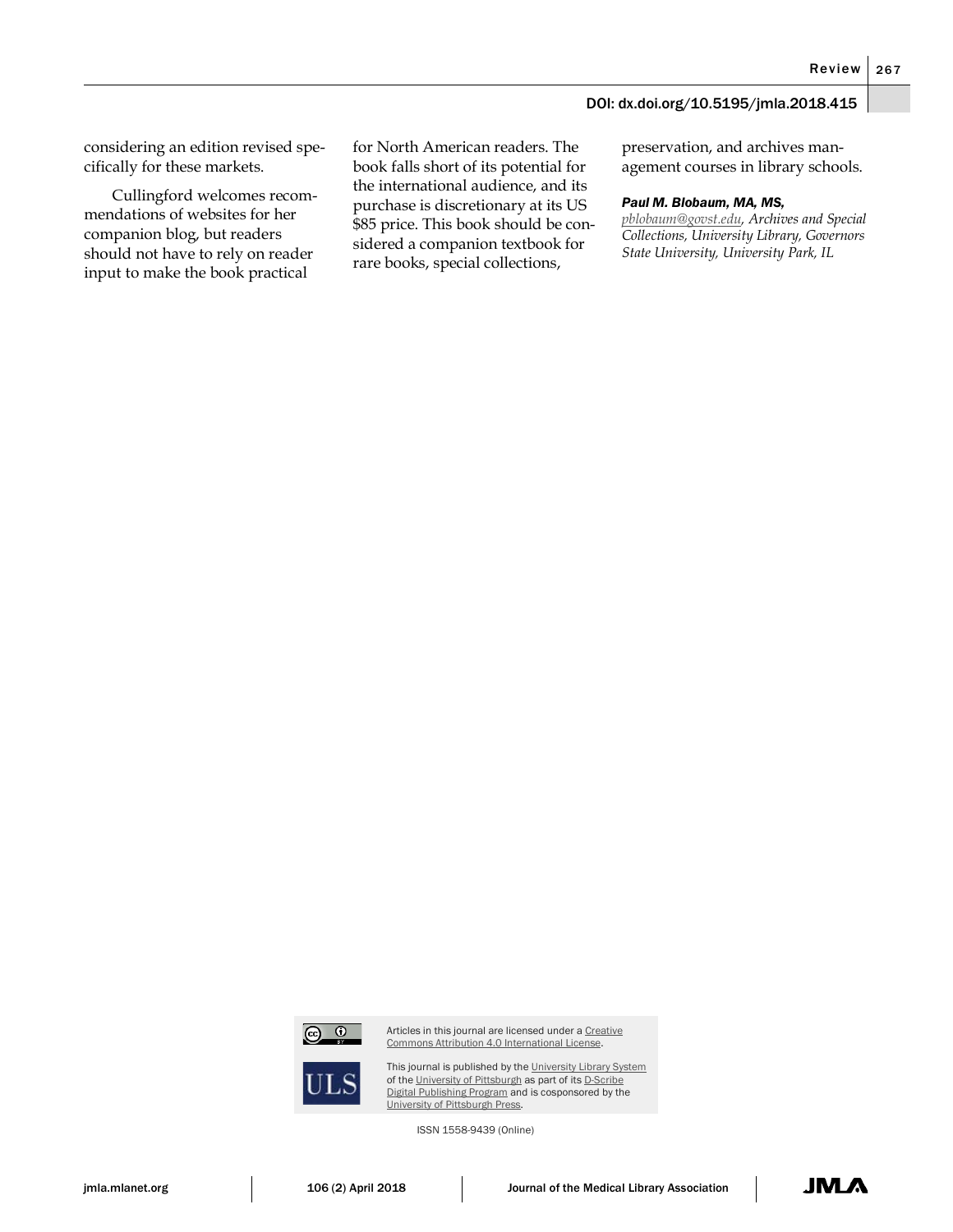considering an edition revised specifically for these markets.

Cullingford welcomes recommendations of websites for her companion blog, but readers should not have to rely on reader input to make the book practical for North American readers. The book falls short of its potential for the international audience, and its purchase is discretionary at its US $85 price. This book should be considered a companion textbook for rare books, special collections, preservation, and archives management courses in library schools.

***Paul M. Blobaum, MA, MS,*** *pblobaum@govst.edu, Archives and Special Collections, University Library, Governors State University, University Park, IL*

Articles in this journal are licensed under a Creative Commons Attribution 4.0 International License.

This journal is published by the University Library System of the University of Pittsburgh as part of its D-Scribe Digital Publishing Program and is cosponsored by the University of Pittsburgh Press.

ISSN 1558-9439 (Online)